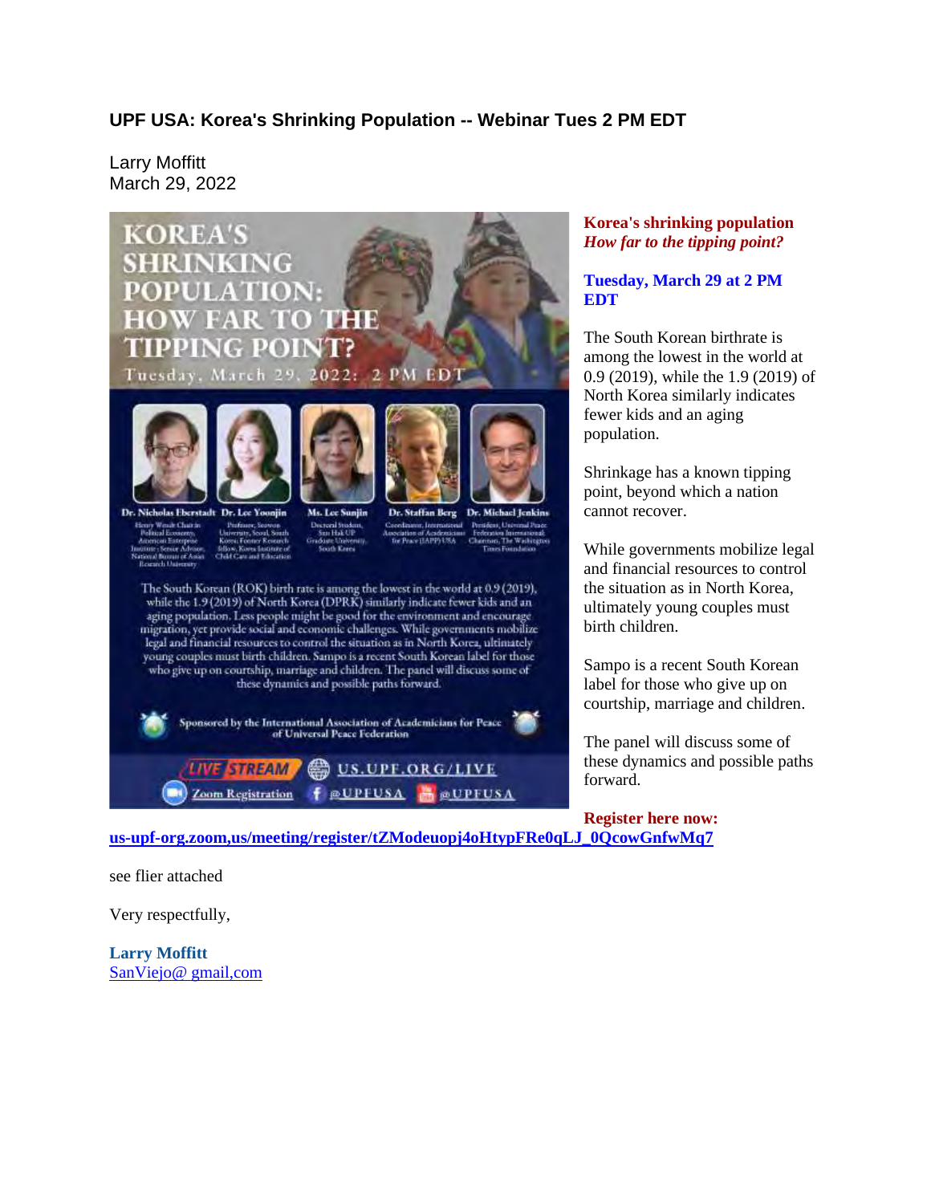# UPF USA: Korea's Shrinking Population -- Webinar Tues 2 PM EDT

Larry Moffitt
March 29, 2022

KOREA'S SHRINKING POPULATION: HOW FAR TO THE TIPPING POINT?

Tuesday, March 29, 2022: 2 PM EDT

Dr. Nicholas Eberstadt — Henry Wendt Chair in Political Economy, American Enterprise Institute; Senior Advisor, National Bureau of Asian Research University

Dr. Lee Yoonjin — Professor, Seowon University, Seoul, South Korea; Former Research Fellow, Korea Institute of Child Care and Education

Ms. Lee Sunjin — Doctoral Student, Sun Hak UP Graduate University, South Korea

Dr. Staffan Berg — Coordinator, International Association of Academicians for Peace (IAAP) USA

Dr. Michael Jenkins — President, Universal Peace Federation International; Chairman, The Washington Times Foundation

The South Korean (ROK) birth rate is among the lowest in the world at 0.9 (2019), while the 1.9 (2019) of North Korea (DPRK) similarly indicate fewer kids and an aging population. Less people might be good for the environment and encourage migration, yet provide social and economic challenges. While governments mobilize legal and financial resources to control the situation as in North Korea, ultimately young couples must birth children. Sampo is a recent South Korean label for those who give up on courtship, marriage and children. The panel will discuss some of these dynamics and possible paths forward.

Sponsored by the International Association of Academicians for Peace of Universal Peace Federation

LIVE STREAM US.UPF.ORG/LIVE

Zoom Registration @UPFUSA @UPFUSA

**Korea's shrinking population**
***How far to the tipping point?***

**Tuesday, March 29 at 2 PM EDT**

The South Korean birthrate is among the lowest in the world at 0.9 (2019), while the 1.9 (2019) of North Korea similarly indicates fewer kids and an aging population.

Shrinkage has a known tipping point, beyond which a nation cannot recover.

While governments mobilize legal and financial resources to control the situation as in North Korea, ultimately young couples must birth children.

Sampo is a recent South Korean label for those who give up on courtship, marriage and children.

The panel will discuss some of these dynamics and possible paths forward.

**Register here now:**
**us-upf-org.zoom,us/meeting/register/tZModeuopj4oHtypFRe0qLJ_0QcowGnfwMq7**

see flier attached

Very respectfully,

**Larry Moffitt**
SanViejo@ gmail,com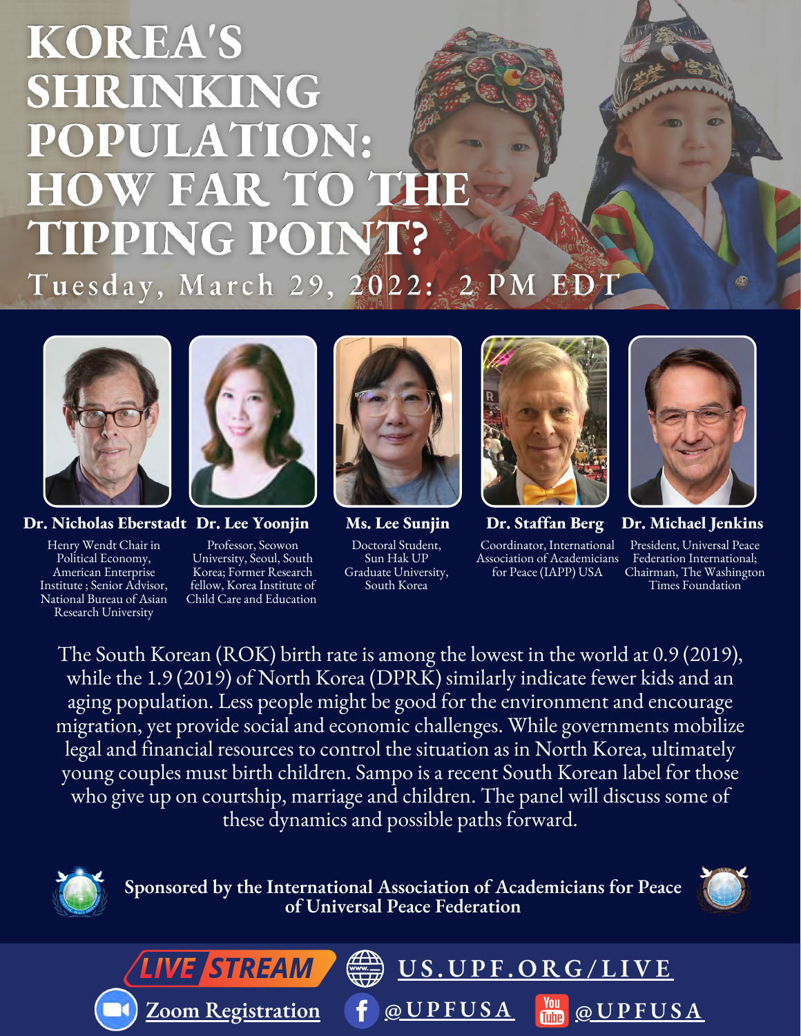# KOREA'S SHRINKING POPULATION: HOW FAR TO THE TIPPING POINT?

Tuesday, March 29, 2022: 2 PM EDT

**Dr. Nicholas Eberstadt**
Henry Wendt Chair in Political Economy, American Enterprise Institute ; Senior Advisor, National Bureau of Asian Research University

**Dr. Lee Yoonjin**
Professor, Seowon University, Seoul, South Korea; Former Research fellow, Korea Institute of Child Care and Education

**Ms. Lee Sunjin**
Doctoral Student, Sun Hak UP Graduate University, South Korea

**Dr. Staffan Berg**
Coordinator, International Association of Academicians for Peace (IAPP) USA

**Dr. Michael Jenkins**
President, Universal Peace Federation International; Chairman, The Washington Times Foundation

The South Korean (ROK) birth rate is among the lowest in the world at 0.9 (2019), while the 1.9 (2019) of North Korea (DPRK) similarly indicate fewer kids and an aging population. Less people might be good for the environment and encourage migration, yet provide social and economic challenges. While governments mobilize legal and financial resources to control the situation as in North Korea, ultimately young couples must birth children. Sampo is a recent South Korean label for those who give up on courtship, marriage and children. The panel will discuss some of these dynamics and possible paths forward.

**Sponsored by the International Association of Academicians for Peace of Universal Peace Federation**

LIVE STREAM US.UPF.ORG/LIVE

Zoom Registration @UPFUSA @UPFUSA